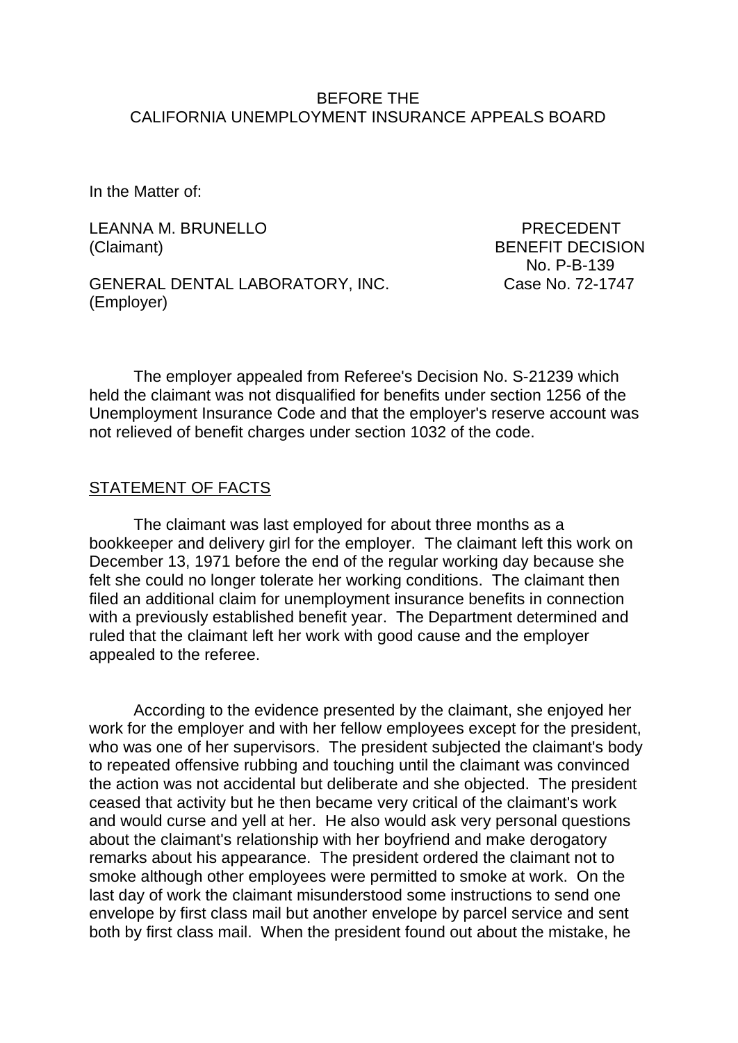BEFORE THE
CALIFORNIA UNEMPLOYMENT INSURANCE APPEALS BOARD

In the Matter of:

| | |
|---|---|
| LEANNA M. BRUNELLO (Claimant) | PRECEDENT BENEFIT DECISION No. P-B-139 |
| GENERAL DENTAL LABORATORY, INC. (Employer) | Case No. 72-1747 |

The employer appealed from Referee's Decision No. S-21239 which held the claimant was not disqualified for benefits under section 1256 of the Unemployment Insurance Code and that the employer's reserve account was not relieved of benefit charges under section 1032 of the code.

## STATEMENT OF FACTS

The claimant was last employed for about three months as a bookkeeper and delivery girl for the employer. The claimant left this work on December 13, 1971 before the end of the regular working day because she felt she could no longer tolerate her working conditions. The claimant then filed an additional claim for unemployment insurance benefits in connection with a previously established benefit year. The Department determined and ruled that the claimant left her work with good cause and the employer appealed to the referee.

According to the evidence presented by the claimant, she enjoyed her work for the employer and with her fellow employees except for the president, who was one of her supervisors. The president subjected the claimant's body to repeated offensive rubbing and touching until the claimant was convinced the action was not accidental but deliberate and she objected. The president ceased that activity but he then became very critical of the claimant's work and would curse and yell at her. He also would ask very personal questions about the claimant's relationship with her boyfriend and make derogatory remarks about his appearance. The president ordered the claimant not to smoke although other employees were permitted to smoke at work. On the last day of work the claimant misunderstood some instructions to send one envelope by first class mail but another envelope by parcel service and sent both by first class mail. When the president found out about the mistake, he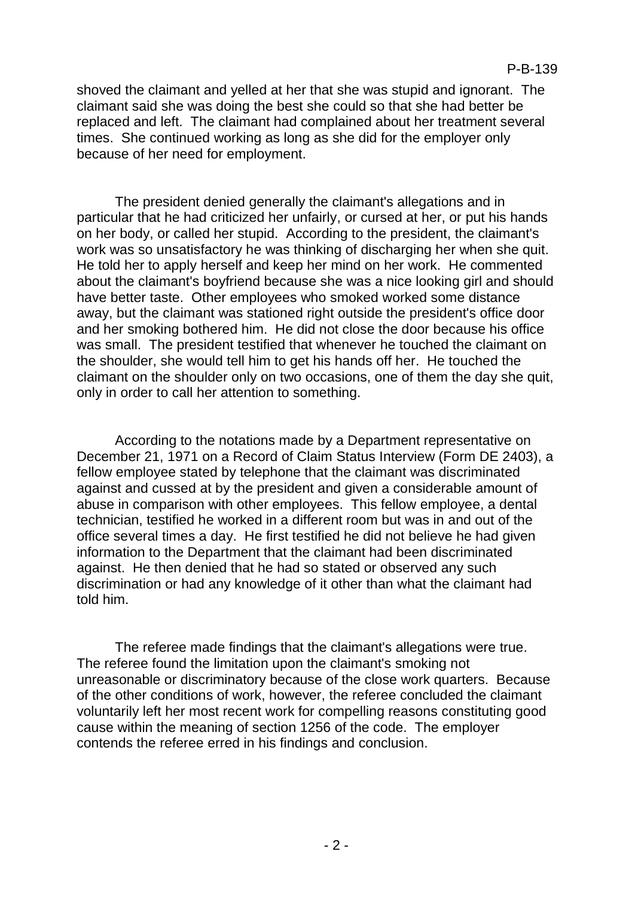shoved the claimant and yelled at her that she was stupid and ignorant. The claimant said she was doing the best she could so that she had better be replaced and left. The claimant had complained about her treatment several times. She continued working as long as she did for the employer only because of her need for employment.

The president denied generally the claimant's allegations and in particular that he had criticized her unfairly, or cursed at her, or put his hands on her body, or called her stupid. According to the president, the claimant's work was so unsatisfactory he was thinking of discharging her when she quit. He told her to apply herself and keep her mind on her work. He commented about the claimant's boyfriend because she was a nice looking girl and should have better taste. Other employees who smoked worked some distance away, but the claimant was stationed right outside the president's office door and her smoking bothered him. He did not close the door because his office was small. The president testified that whenever he touched the claimant on the shoulder, she would tell him to get his hands off her. He touched the claimant on the shoulder only on two occasions, one of them the day she quit, only in order to call her attention to something.

According to the notations made by a Department representative on December 21, 1971 on a Record of Claim Status Interview (Form DE 2403), a fellow employee stated by telephone that the claimant was discriminated against and cussed at by the president and given a considerable amount of abuse in comparison with other employees. This fellow employee, a dental technician, testified he worked in a different room but was in and out of the office several times a day. He first testified he did not believe he had given information to the Department that the claimant had been discriminated against. He then denied that he had so stated or observed any such discrimination or had any knowledge of it other than what the claimant had told him.

The referee made findings that the claimant's allegations were true. The referee found the limitation upon the claimant's smoking not unreasonable or discriminatory because of the close work quarters. Because of the other conditions of work, however, the referee concluded the claimant voluntarily left her most recent work for compelling reasons constituting good cause within the meaning of section 1256 of the code. The employer contends the referee erred in his findings and conclusion.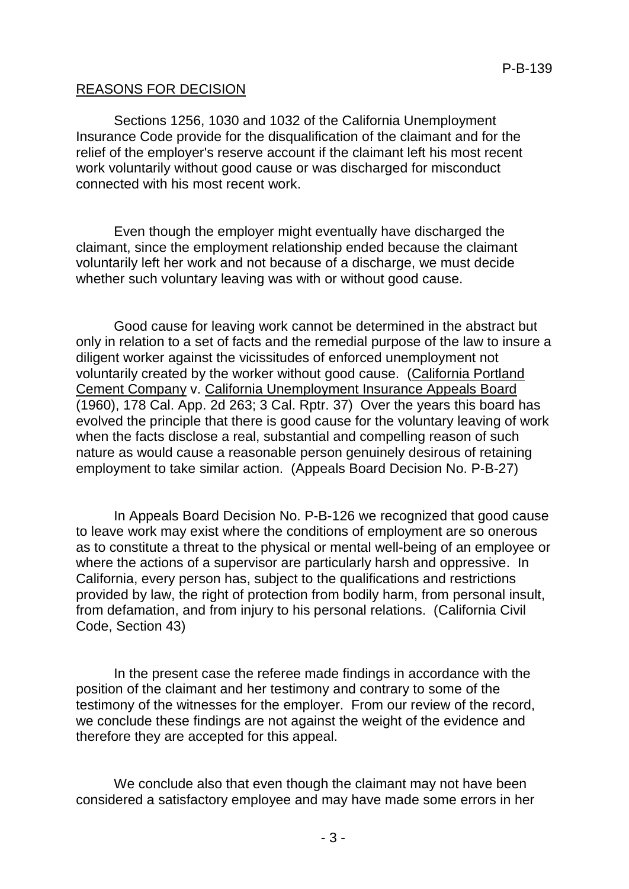## REASONS FOR DECISION

Sections 1256, 1030 and 1032 of the California Unemployment Insurance Code provide for the disqualification of the claimant and for the relief of the employer's reserve account if the claimant left his most recent work voluntarily without good cause or was discharged for misconduct connected with his most recent work.

Even though the employer might eventually have discharged the claimant, since the employment relationship ended because the claimant voluntarily left her work and not because of a discharge, we must decide whether such voluntary leaving was with or without good cause.

Good cause for leaving work cannot be determined in the abstract but only in relation to a set of facts and the remedial purpose of the law to insure a diligent worker against the vicissitudes of enforced unemployment not voluntarily created by the worker without good cause. (California Portland Cement Company v. California Unemployment Insurance Appeals Board (1960), 178 Cal. App. 2d 263; 3 Cal. Rptr. 37) Over the years this board has evolved the principle that there is good cause for the voluntary leaving of work when the facts disclose a real, substantial and compelling reason of such nature as would cause a reasonable person genuinely desirous of retaining employment to take similar action. (Appeals Board Decision No. P-B-27)

In Appeals Board Decision No. P-B-126 we recognized that good cause to leave work may exist where the conditions of employment are so onerous as to constitute a threat to the physical or mental well-being of an employee or where the actions of a supervisor are particularly harsh and oppressive. In California, every person has, subject to the qualifications and restrictions provided by law, the right of protection from bodily harm, from personal insult, from defamation, and from injury to his personal relations. (California Civil Code, Section 43)

In the present case the referee made findings in accordance with the position of the claimant and her testimony and contrary to some of the testimony of the witnesses for the employer. From our review of the record, we conclude these findings are not against the weight of the evidence and therefore they are accepted for this appeal.

We conclude also that even though the claimant may not have been considered a satisfactory employee and may have made some errors in her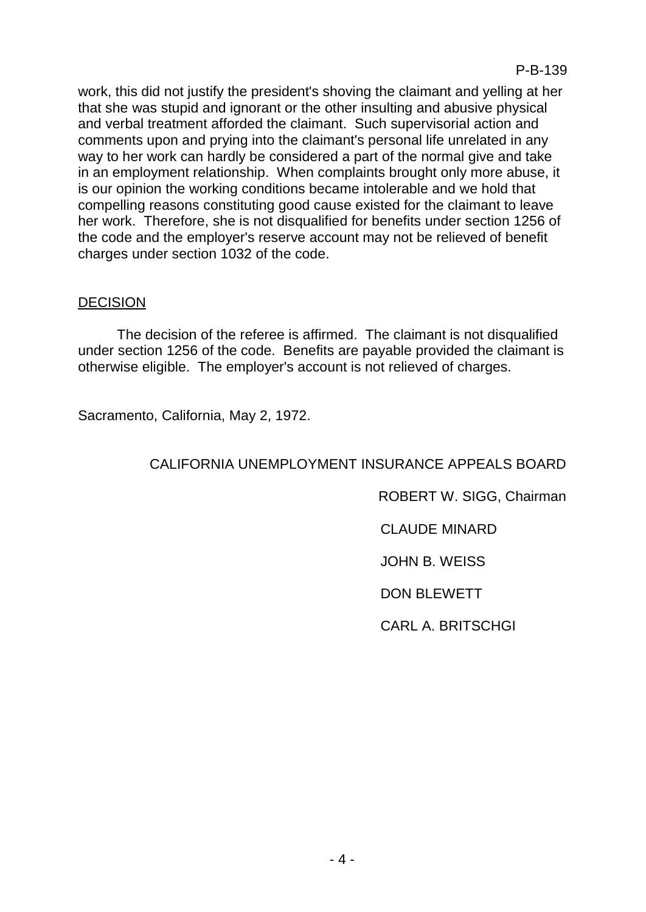work, this did not justify the president's shoving the claimant and yelling at her that she was stupid and ignorant or the other insulting and abusive physical and verbal treatment afforded the claimant. Such supervisorial action and comments upon and prying into the claimant's personal life unrelated in any way to her work can hardly be considered a part of the normal give and take in an employment relationship. When complaints brought only more abuse, it is our opinion the working conditions became intolerable and we hold that compelling reasons constituting good cause existed for the claimant to leave her work. Therefore, she is not disqualified for benefits under section 1256 of the code and the employer's reserve account may not be relieved of benefit charges under section 1032 of the code.

## DECISION

The decision of the referee is affirmed. The claimant is not disqualified under section 1256 of the code. Benefits are payable provided the claimant is otherwise eligible. The employer's account is not relieved of charges.

Sacramento, California, May 2, 1972.

CALIFORNIA UNEMPLOYMENT INSURANCE APPEALS BOARD

ROBERT W. SIGG, Chairman

CLAUDE MINARD

JOHN B. WEISS

DON BLEWETT

CARL A. BRITSCHGI